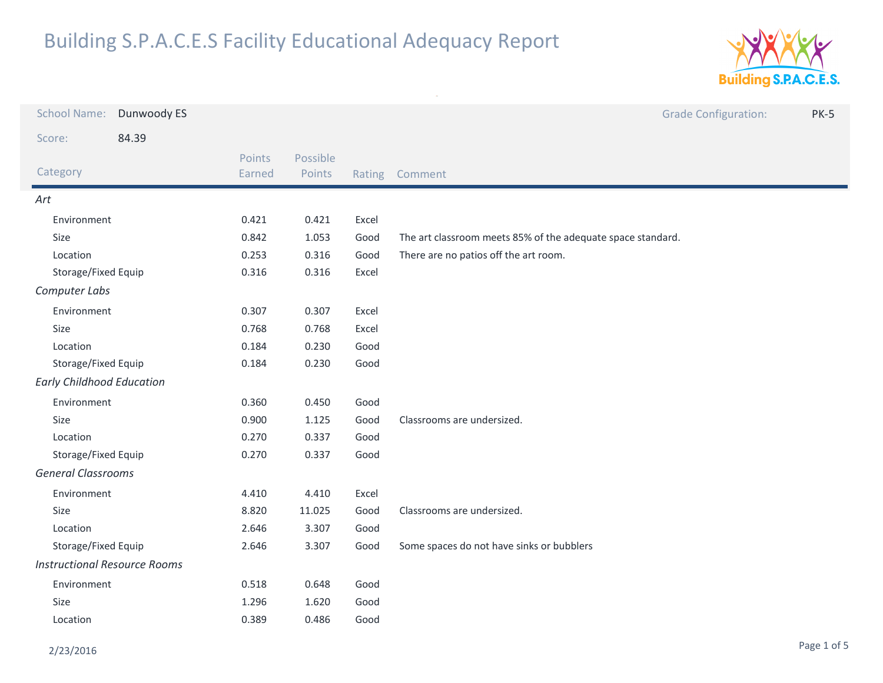# Building S.P.A.C.E.S Facility Educational Adequacy Report

School Name: Dunwoody ES

Grade Configuration: PK-5

Score: 84.39

| Category | Points Earned | Possible Points | Rating | Comment |
|---|---|---|---|---|
| *Art* | | | | |
| Environment | 0.421 | 0.421 | Excel | |
| Size | 0.842 | 1.053 | Good | The art classroom meets 85% of the adequate space standard. |
| Location | 0.253 | 0.316 | Good | There are no patios off the art room. |
| Storage/Fixed Equip | 0.316 | 0.316 | Excel | |
| *Computer Labs* | | | | |
| Environment | 0.307 | 0.307 | Excel | |
| Size | 0.768 | 0.768 | Excel | |
| Location | 0.184 | 0.230 | Good | |
| Storage/Fixed Equip | 0.184 | 0.230 | Good | |
| *Early Childhood Education* | | | | |
| Environment | 0.360 | 0.450 | Good | |
| Size | 0.900 | 1.125 | Good | Classrooms are undersized. |
| Location | 0.270 | 0.337 | Good | |
| Storage/Fixed Equip | 0.270 | 0.337 | Good | |
| *General Classrooms* | | | | |
| Environment | 4.410 | 4.410 | Excel | |
| Size | 8.820 | 11.025 | Good | Classrooms are undersized. |
| Location | 2.646 | 3.307 | Good | |
| Storage/Fixed Equip | 2.646 | 3.307 | Good | Some spaces do not have sinks or bubblers |
| *Instructional Resource Rooms* | | | | |
| Environment | 0.518 | 0.648 | Good | |
| Size | 1.296 | 1.620 | Good | |
| Location | 0.389 | 0.486 | Good | |

2/23/2016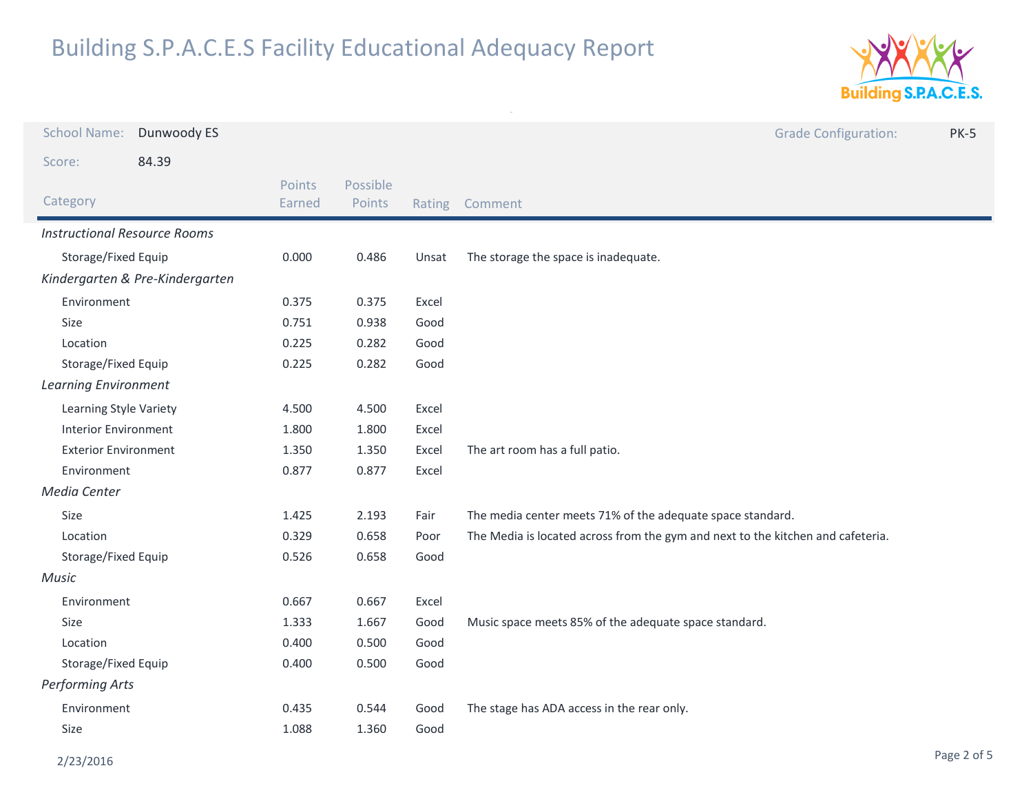# Building S.P.A.C.E.S Facility Educational Adequacy Report

School Name: Dunwoody ES

Grade Configuration: PK-5

Score: 84.39

| Category | Points Earned | Possible Points | Rating | Comment |
|---|---|---|---|---|
| *Instructional Resource Rooms* | | | | |
| Storage/Fixed Equip | 0.000 | 0.486 | Unsat | The storage the space is inadequate. |
| *Kindergarten & Pre-Kindergarten* | | | | |
| Environment | 0.375 | 0.375 | Excel | |
| Size | 0.751 | 0.938 | Good | |
| Location | 0.225 | 0.282 | Good | |
| Storage/Fixed Equip | 0.225 | 0.282 | Good | |
| *Learning Environment* | | | | |
| Learning Style Variety | 4.500 | 4.500 | Excel | |
| Interior Environment | 1.800 | 1.800 | Excel | |
| Exterior Environment | 1.350 | 1.350 | Excel | The art room has a full patio. |
| Environment | 0.877 | 0.877 | Excel | |
| *Media Center* | | | | |
| Size | 1.425 | 2.193 | Fair | The media center meets 71% of the adequate space standard. |
| Location | 0.329 | 0.658 | Poor | The Media is located across from the gym and next to the kitchen and cafeteria. |
| Storage/Fixed Equip | 0.526 | 0.658 | Good | |
| *Music* | | | | |
| Environment | 0.667 | 0.667 | Excel | |
| Size | 1.333 | 1.667 | Good | Music space meets 85% of the adequate space standard. |
| Location | 0.400 | 0.500 | Good | |
| Storage/Fixed Equip | 0.400 | 0.500 | Good | |
| *Performing Arts* | | | | |
| Environment | 0.435 | 0.544 | Good | The stage has ADA access in the rear only. |
| Size | 1.088 | 1.360 | Good | |

2/23/2016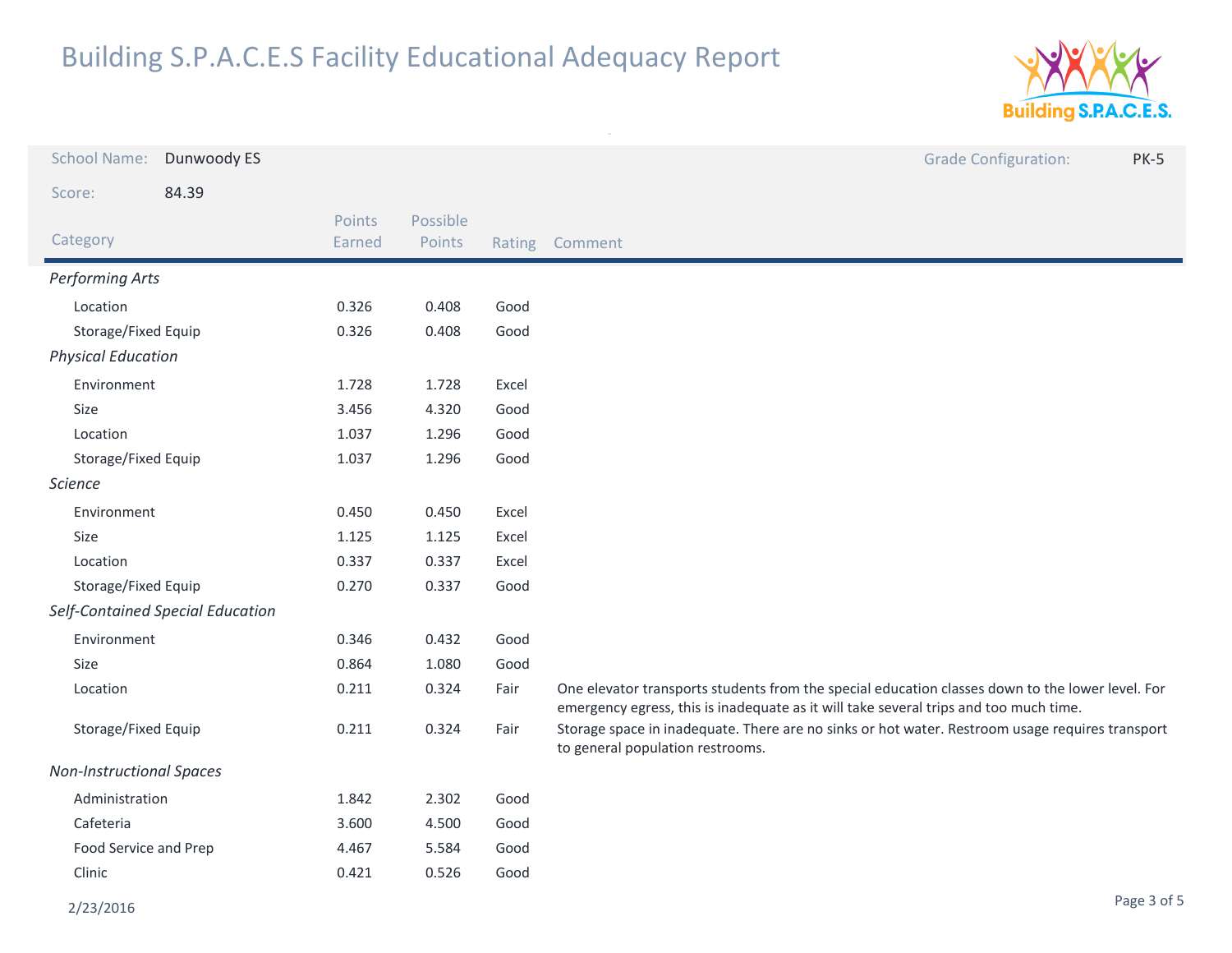# Building S.P.A.C.E.S Facility Educational Adequacy Report

School Name: Dunwoody ES

Grade Configuration: PK-5

Score: 84.39

| Category | Points Earned | Possible Points | Rating | Comment |
|---|---|---|---|---|
| *Performing Arts* | | | | |
| Location | 0.326 | 0.408 | Good | |
| Storage/Fixed Equip | 0.326 | 0.408 | Good | |
| *Physical Education* | | | | |
| Environment | 1.728 | 1.728 | Excel | |
| Size | 3.456 | 4.320 | Good | |
| Location | 1.037 | 1.296 | Good | |
| Storage/Fixed Equip | 1.037 | 1.296 | Good | |
| *Science* | | | | |
| Environment | 0.450 | 0.450 | Excel | |
| Size | 1.125 | 1.125 | Excel | |
| Location | 0.337 | 0.337 | Excel | |
| Storage/Fixed Equip | 0.270 | 0.337 | Good | |
| *Self-Contained Special Education* | | | | |
| Environment | 0.346 | 0.432 | Good | |
| Size | 0.864 | 1.080 | Good | |
| Location | 0.211 | 0.324 | Fair | One elevator transports students from the special education classes down to the lower level. For emergency egress, this is inadequate as it will take several trips and too much time. |
| Storage/Fixed Equip | 0.211 | 0.324 | Fair | Storage space in inadequate. There are no sinks or hot water. Restroom usage requires transport to general population restrooms. |
| *Non-Instructional Spaces* | | | | |
| Administration | 1.842 | 2.302 | Good | |
| Cafeteria | 3.600 | 4.500 | Good | |
| Food Service and Prep | 4.467 | 5.584 | Good | |
| Clinic | 0.421 | 0.526 | Good | |

2/23/2016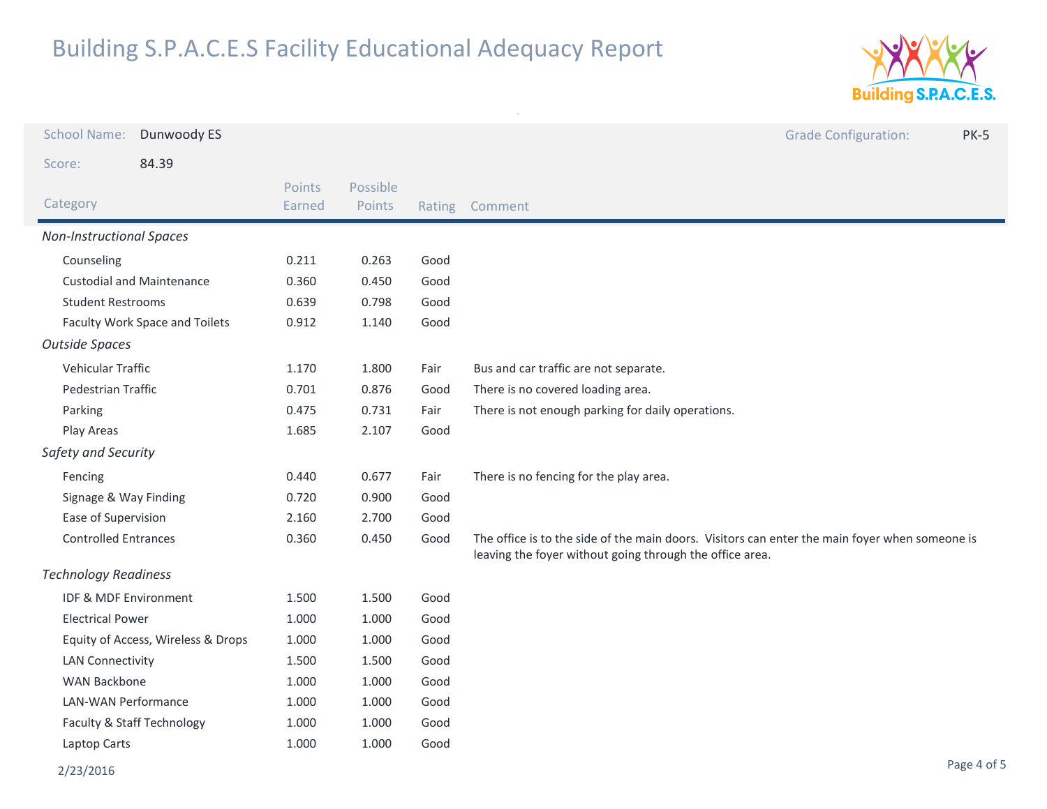# Building S.P.A.C.E.S Facility Educational Adequacy Report

**School Name:** Dunwoody ES

**Grade Configuration:** PK-5

**Score:** 84.39

| Category | Points Earned | Possible Points | Rating | Comment |
|---|---|---|---|---|
| *Non-Instructional Spaces* | | | | |
| Counseling | 0.211 | 0.263 | Good | |
| Custodial and Maintenance | 0.360 | 0.450 | Good | |
| Student Restrooms | 0.639 | 0.798 | Good | |
| Faculty Work Space and Toilets | 0.912 | 1.140 | Good | |
| *Outside Spaces* | | | | |
| Vehicular Traffic | 1.170 | 1.800 | Fair | Bus and car traffic are not separate. |
| Pedestrian Traffic | 0.701 | 0.876 | Good | There is no covered loading area. |
| Parking | 0.475 | 0.731 | Fair | There is not enough parking for daily operations. |
| Play Areas | 1.685 | 2.107 | Good | |
| *Safety and Security* | | | | |
| Fencing | 0.440 | 0.677 | Fair | There is no fencing for the play area. |
| Signage & Way Finding | 0.720 | 0.900 | Good | |
| Ease of Supervision | 2.160 | 2.700 | Good | |
| Controlled Entrances | 0.360 | 0.450 | Good | The office is to the side of the main doors. Visitors can enter the main foyer when someone is leaving the foyer without going through the office area. |
| *Technology Readiness* | | | | |
| IDF & MDF Environment | 1.500 | 1.500 | Good | |
| Electrical Power | 1.000 | 1.000 | Good | |
| Equity of Access, Wireless & Drops | 1.000 | 1.000 | Good | |
| LAN Connectivity | 1.500 | 1.500 | Good | |
| WAN Backbone | 1.000 | 1.000 | Good | |
| LAN-WAN Performance | 1.000 | 1.000 | Good | |
| Faculty & Staff Technology | 1.000 | 1.000 | Good | |
| Laptop Carts | 1.000 | 1.000 | Good | |

2/23/2016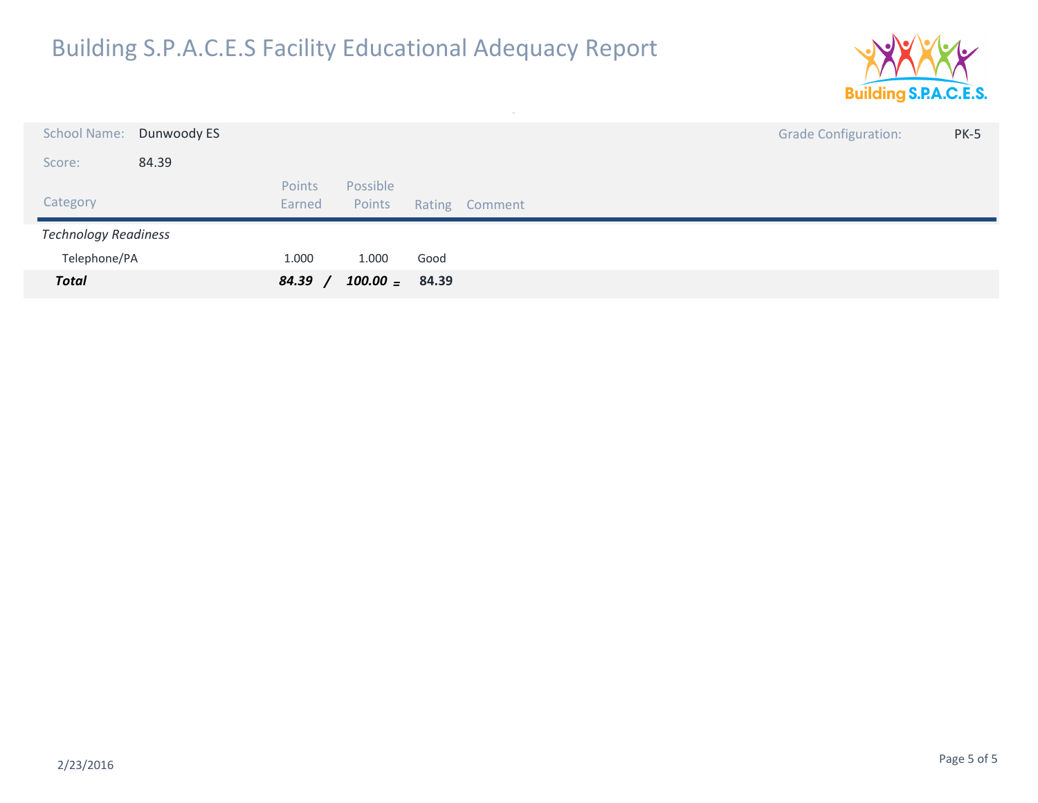# Building S.P.A.C.E.S Facility Educational Adequacy Report

School Name: Dunwoody ES

Grade Configuration: PK-5

Score: 84.39

| Category | Points Earned | Possible Points | Rating | Comment |
|---|---|---|---|---|
| *Technology Readiness* | | | | |
| Telephone/PA | 1.000 | 1.000 | Good | |
| ***Total*** | ***84.39 /*** | ***100.00 =*** | **84.39** | |

2/23/2016